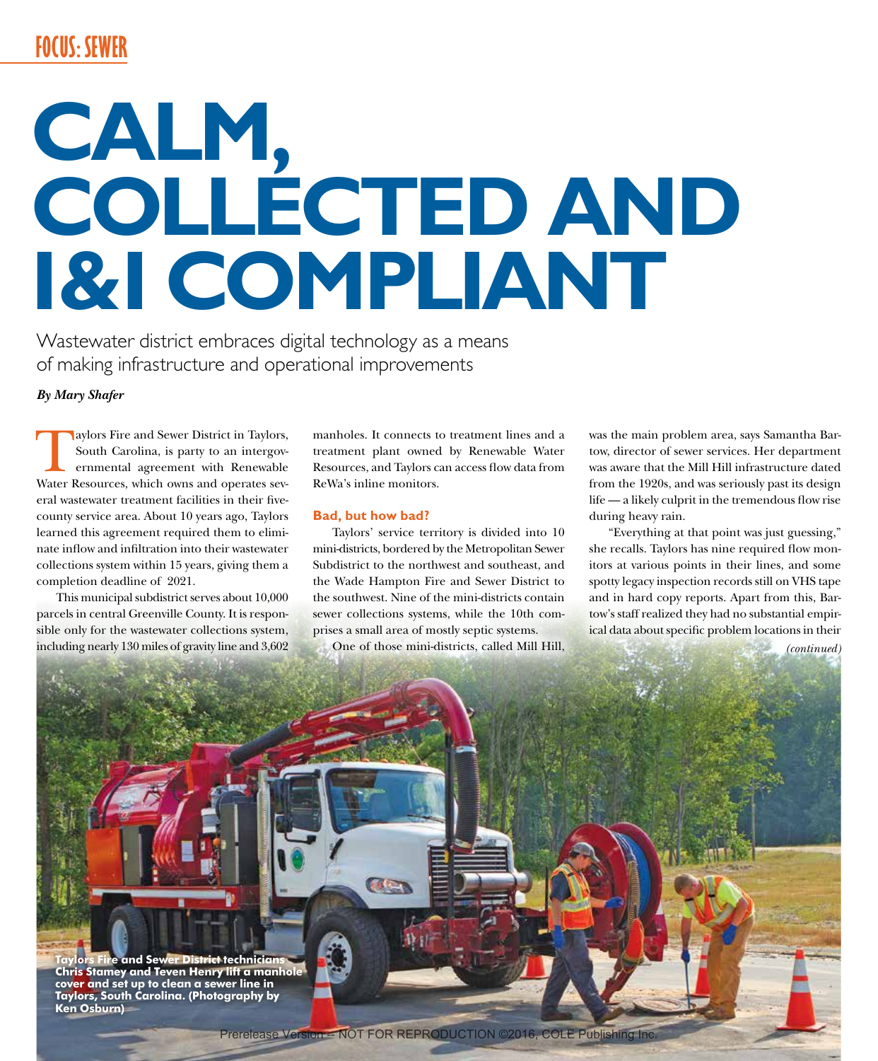FOCUS: SEWER

# CALM, COLLECTED AND I&I COMPLIANT

Wastewater district embraces digital technology as a means of making infrastructure and operational improvements

*By Mary Shafer*

Taylors Fire and Sewer District in Taylors, South Carolina, is party to an intergovernmental agreement with Renewable Water Resources, which owns and operates several wastewater treatment facilities in their five-county service area. About 10 years ago, Taylors learned this agreement required them to eliminate inflow and infiltration into their wastewater collections system within 15 years, giving them a completion deadline of 2021.

This municipal subdistrict serves about 10,000 parcels in central Greenville County. It is responsible only for the wastewater collections system, including nearly 130 miles of gravity line and 3,602 manholes. It connects to treatment lines and a treatment plant owned by Renewable Water Resources, and Taylors can access flow data from ReWa's inline monitors.

## Bad, but how bad?

Taylors' service territory is divided into 10 mini-districts, bordered by the Metropolitan Sewer Subdistrict to the northwest and southeast, and the Wade Hampton Fire and Sewer District to the southwest. Nine of the mini-districts contain sewer collections systems, while the 10th comprises a small area of mostly septic systems.

One of those mini-districts, called Mill Hill, was the main problem area, says Samantha Bartow, director of sewer services. Her department was aware that the Mill Hill infrastructure dated from the 1920s, and was seriously past its design life — a likely culprit in the tremendous flow rise during heavy rain.

"Everything at that point was just guessing," she recalls. Taylors has nine required flow monitors at various points in their lines, and some spotty legacy inspection records still on VHS tape and in hard copy reports. Apart from this, Bartow's staff realized they had no substantial empirical data about specific problem locations in their

*(continued)*

**Taylors Fire and Sewer District technicians Chris Stamey and Teven Henry lift a manhole cover and set up to clean a sewer line in Taylors, South Carolina. (Photography by Ken Osburn)**

Prerelease Version -- NOT FOR REPRODUCTION ©2016, COLE Publishing Inc.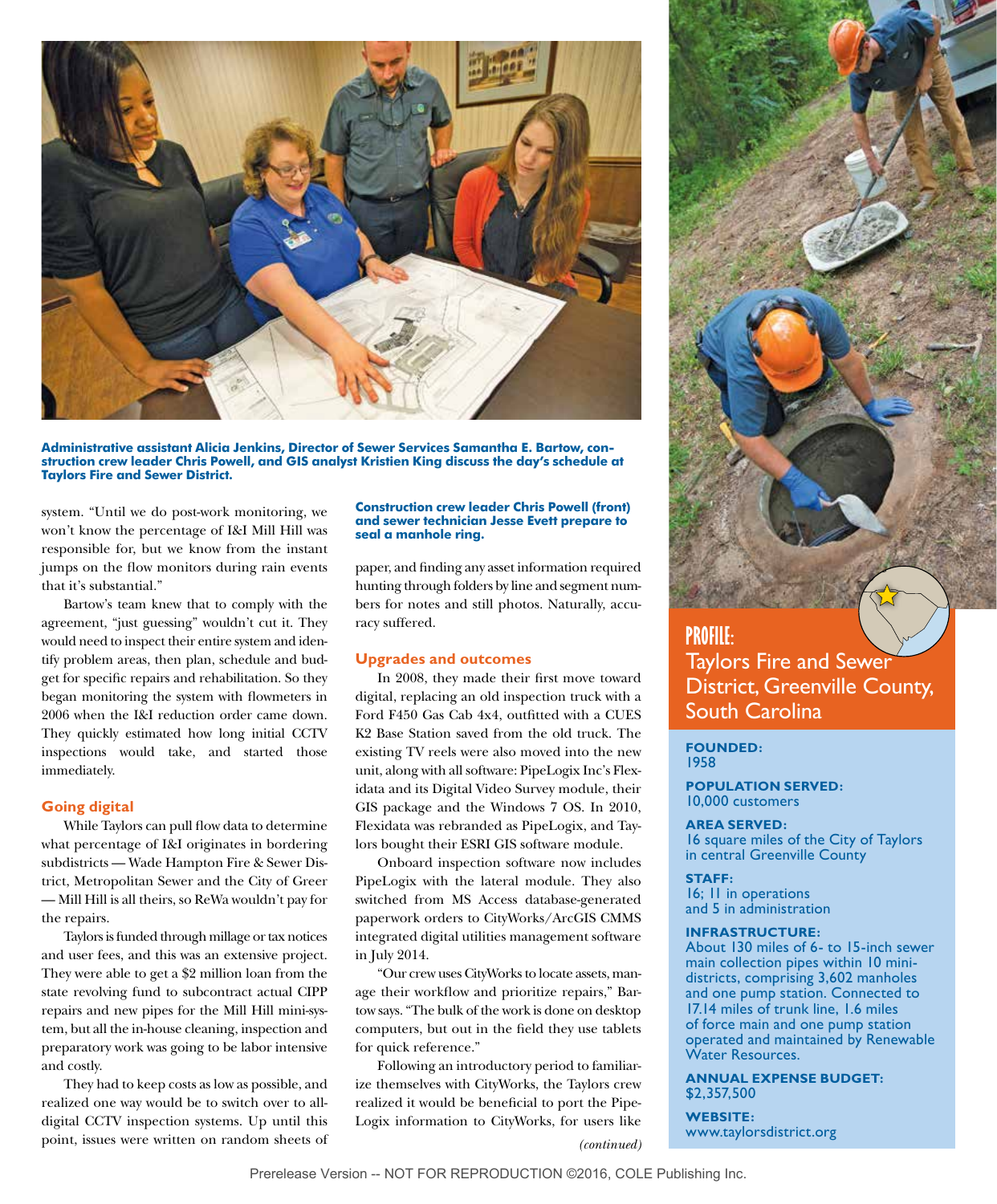**Administrative assistant Alicia Jenkins, Director of Sewer Services Samantha E. Bartow, construction crew leader Chris Powell, and GIS analyst Kristien King discuss the day's schedule at Taylors Fire and Sewer District.**

system. "Until we do post-work monitoring, we won't know the percentage of I&I Mill Hill was responsible for, but we know from the instant jumps on the flow monitors during rain events that it's substantial."

Bartow's team knew that to comply with the agreement, "just guessing" wouldn't cut it. They would need to inspect their entire system and identify problem areas, then plan, schedule and budget for specific repairs and rehabilitation. So they began monitoring the system with flowmeters in 2006 when the I&I reduction order came down. They quickly estimated how long initial CCTV inspections would take, and started those immediately.

## Going digital

While Taylors can pull flow data to determine what percentage of I&I originates in bordering subdistricts — Wade Hampton Fire & Sewer District, Metropolitan Sewer and the City of Greer — Mill Hill is all theirs, so ReWa wouldn't pay for the repairs.

Taylors is funded through millage or tax notices and user fees, and this was an extensive project. They were able to get a $2 million loan from the state revolving fund to subcontract actual CIPP repairs and new pipes for the Mill Hill mini-system, but all the in-house cleaning, inspection and preparatory work was going to be labor intensive and costly.

They had to keep costs as low as possible, and realized one way would be to switch over to all-digital CCTV inspection systems. Up until this point, issues were written on random sheets of paper, and finding any asset information required hunting through folders by line and segment numbers for notes and still photos. Naturally, accuracy suffered.

**Construction crew leader Chris Powell (front) and sewer technician Jesse Evett prepare to seal a manhole ring.**

## Upgrades and outcomes

In 2008, they made their first move toward digital, replacing an old inspection truck with a Ford F450 Gas Cab 4x4, outfitted with a CUES K2 Base Station saved from the old truck. The existing TV reels were also moved into the new unit, along with all software: PipeLogix Inc's Flexidata and its Digital Video Survey module, their GIS package and the Windows 7 OS. In 2010, Flexidata was rebranded as PipeLogix, and Taylors bought their ESRI GIS software module.

Onboard inspection software now includes PipeLogix with the lateral module. They also switched from MS Access database-generated paperwork orders to CityWorks/ArcGIS CMMS integrated digital utilities management software in July 2014.

"Our crew uses CityWorks to locate assets, manage their workflow and prioritize repairs," Bartow says. "The bulk of the work is done on desktop computers, but out in the field they use tablets for quick reference."

Following an introductory period to familiarize themselves with CityWorks, the Taylors crew realized it would be beneficial to port the PipeLogix information to CityWorks, for users like

*(continued)*

## PROFILE: Taylors Fire and Sewer District, Greenville County, South Carolina

**FOUNDED:**
1958

**POPULATION SERVED:**
10,000 customers

**AREA SERVED:**
16 square miles of the City of Taylors in central Greenville County

**STAFF:**
16; 11 in operations and 5 in administration

**INFRASTRUCTURE:**
About 130 miles of 6- to 15-inch sewer main collection pipes within 10 mini-districts, comprising 3,602 manholes and one pump station. Connected to 17.14 miles of trunk line, 1.6 miles of force main and one pump station operated and maintained by Renewable Water Resources.

**ANNUAL EXPENSE BUDGET:**
$2,357,500

**WEBSITE:**
www.taylorsdistrict.org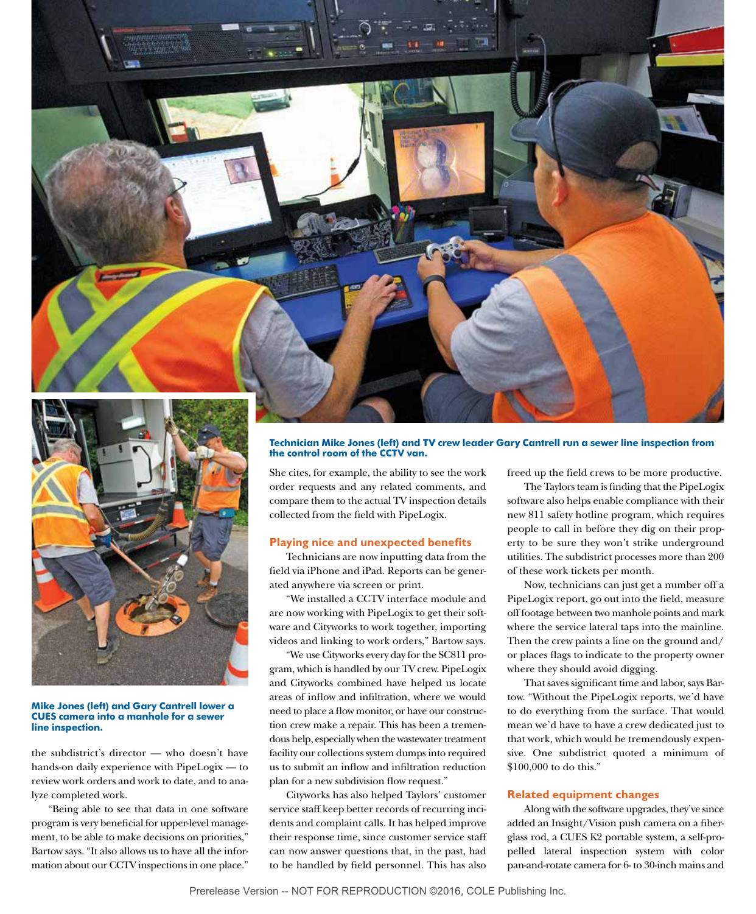**Technician Mike Jones (left) and TV crew leader Gary Cantrell run a sewer line inspection from the control room of the CCTV van.**

**Mike Jones (left) and Gary Cantrell lower a CUES camera into a manhole for a sewer line inspection.**

the subdistrict's director — who doesn't have hands-on daily experience with PipeLogix — to review work orders and work to date, and to analyze completed work.

"Being able to see that data in one software program is very beneficial for upper-level management, to be able to make decisions on priorities," Bartow says. "It also allows us to have all the information about our CCTV inspections in one place."

She cites, for example, the ability to see the work order requests and any related comments, and compare them to the actual TV inspection details collected from the field with PipeLogix.

## Playing nice and unexpected benefits

Technicians are now inputting data from the field via iPhone and iPad. Reports can be generated anywhere via screen or print.

"We installed a CCTV interface module and are now working with PipeLogix to get their software and Cityworks to work together, importing videos and linking to work orders," Bartow says.

"We use Cityworks every day for the SC811 program, which is handled by our TV crew. PipeLogix and Cityworks combined have helped us locate areas of inflow and infiltration, where we would need to place a flow monitor, or have our construction crew make a repair. This has been a tremendous help, especially when the wastewater treatment facility our collections system dumps into required us to submit an inflow and infiltration reduction plan for a new subdivision flow request."

Cityworks has also helped Taylors' customer service staff keep better records of recurring incidents and complaint calls. It has helped improve their response time, since customer service staff can now answer questions that, in the past, had to be handled by field personnel. This has also freed up the field crews to be more productive.

The Taylors team is finding that the PipeLogix software also helps enable compliance with their new 811 safety hotline program, which requires people to call in before they dig on their property to be sure they won't strike underground utilities. The subdistrict processes more than 200 of these work tickets per month.

Now, technicians can just get a number off a PipeLogix report, go out into the field, measure off footage between two manhole points and mark where the service lateral taps into the mainline. Then the crew paints a line on the ground and/or places flags to indicate to the property owner where they should avoid digging.

That saves significant time and labor, says Bartow. "Without the PipeLogix reports, we'd have to do everything from the surface. That would mean we'd have to have a crew dedicated just to that work, which would be tremendously expensive. One subdistrict quoted a minimum of $100,000 to do this."

## Related equipment changes

Along with the software upgrades, they've since added an Insight/Vision push camera on a fiberglass rod, a CUES K2 portable system, a self-propelled lateral inspection system with color pan-and-rotate camera for 6- to 30-inch mains and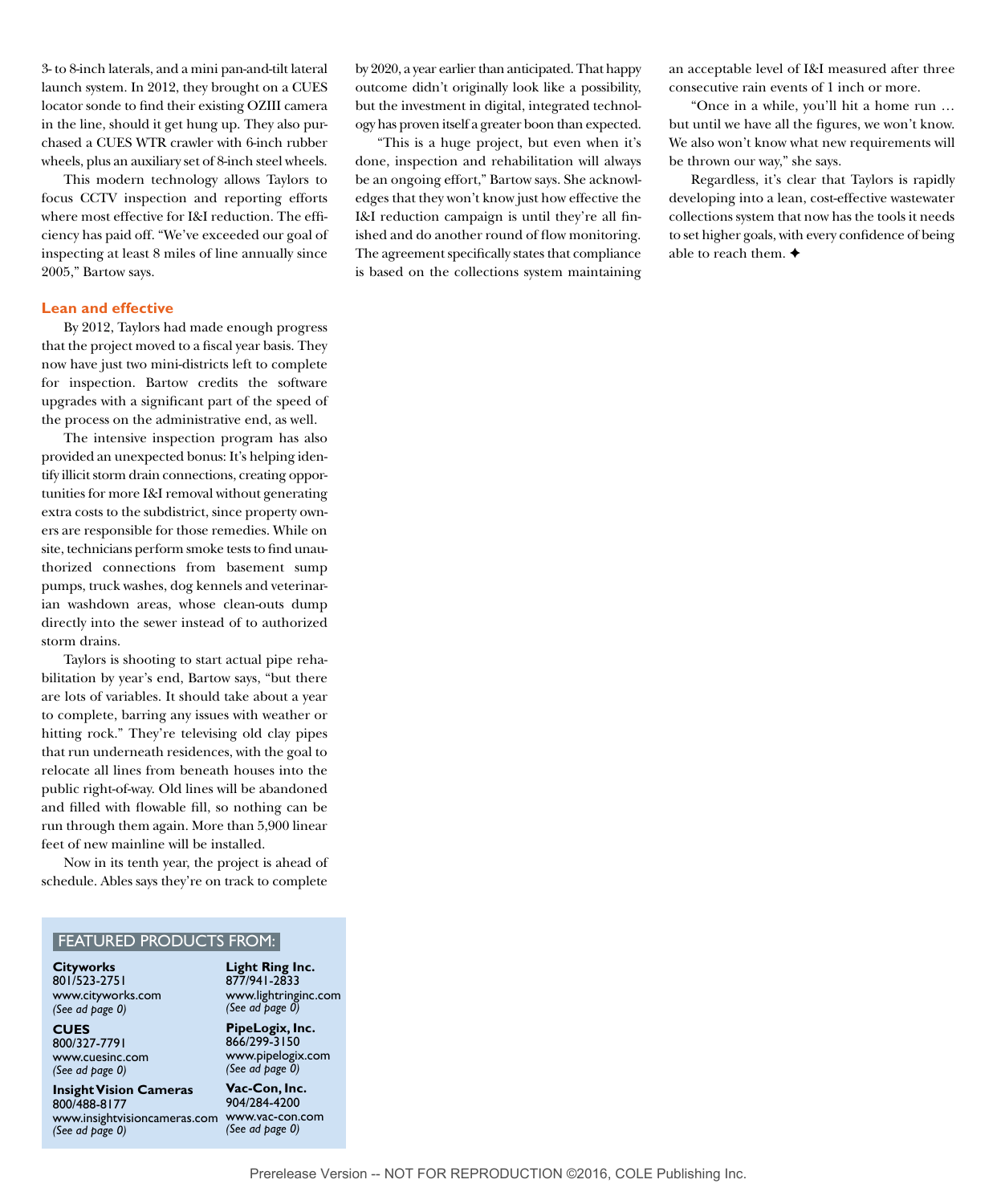3- to 8-inch laterals, and a mini pan-and-tilt lateral launch system. In 2012, they brought on a CUES locator sonde to find their existing OZIII camera in the line, should it get hung up. They also purchased a CUES WTR crawler with 6-inch rubber wheels, plus an auxiliary set of 8-inch steel wheels.

This modern technology allows Taylors to focus CCTV inspection and reporting efforts where most effective for I&I reduction. The efficiency has paid off. "We've exceeded our goal of inspecting at least 8 miles of line annually since 2005," Bartow says.

## Lean and effective

By 2012, Taylors had made enough progress that the project moved to a fiscal year basis. They now have just two mini-districts left to complete for inspection. Bartow credits the software upgrades with a significant part of the speed of the process on the administrative end, as well.

The intensive inspection program has also provided an unexpected bonus: It's helping identify illicit storm drain connections, creating opportunities for more I&I removal without generating extra costs to the subdistrict, since property owners are responsible for those remedies. While on site, technicians perform smoke tests to find unauthorized connections from basement sump pumps, truck washes, dog kennels and veterinarian washdown areas, whose clean-outs dump directly into the sewer instead of to authorized storm drains.

Taylors is shooting to start actual pipe rehabilitation by year's end, Bartow says, "but there are lots of variables. It should take about a year to complete, barring any issues with weather or hitting rock." They're televising old clay pipes that run underneath residences, with the goal to relocate all lines from beneath houses into the public right-of-way. Old lines will be abandoned and filled with flowable fill, so nothing can be run through them again. More than 5,900 linear feet of new mainline will be installed.

Now in its tenth year, the project is ahead of schedule. Ables says they're on track to complete by 2020, a year earlier than anticipated. That happy outcome didn't originally look like a possibility, but the investment in digital, integrated technology has proven itself a greater boon than expected.

"This is a huge project, but even when it's done, inspection and rehabilitation will always be an ongoing effort," Bartow says. She acknowledges that they won't know just how effective the I&I reduction campaign is until they're all finished and do another round of flow monitoring. The agreement specifically states that compliance is based on the collections system maintaining an acceptable level of I&I measured after three consecutive rain events of 1 inch or more.

"Once in a while, you'll hit a home run … but until we have all the figures, we won't know. We also won't know what new requirements will be thrown our way," she says.

Regardless, it's clear that Taylors is rapidly developing into a lean, cost-effective wastewater collections system that now has the tools it needs to set higher goals, with every confidence of being able to reach them. ✦

### FEATURED PRODUCTS FROM:

**Cityworks**
801/523-2751
www.cityworks.com
*(See ad page 0)*

**CUES**
800/327-7791
www.cuesinc.com
*(See ad page 0)*

**Insight Vision Cameras**
800/488-8177
www.insightvisioncameras.com
*(See ad page 0)*

**Light Ring Inc.**
877/941-2833
www.lightringinc.com
*(See ad page 0)*

**PipeLogix, Inc.**
866/299-3150
www.pipelogix.com
*(See ad page 0)*

**Vac-Con, Inc.**
904/284-4200
www.vac-con.com
*(See ad page 0)*